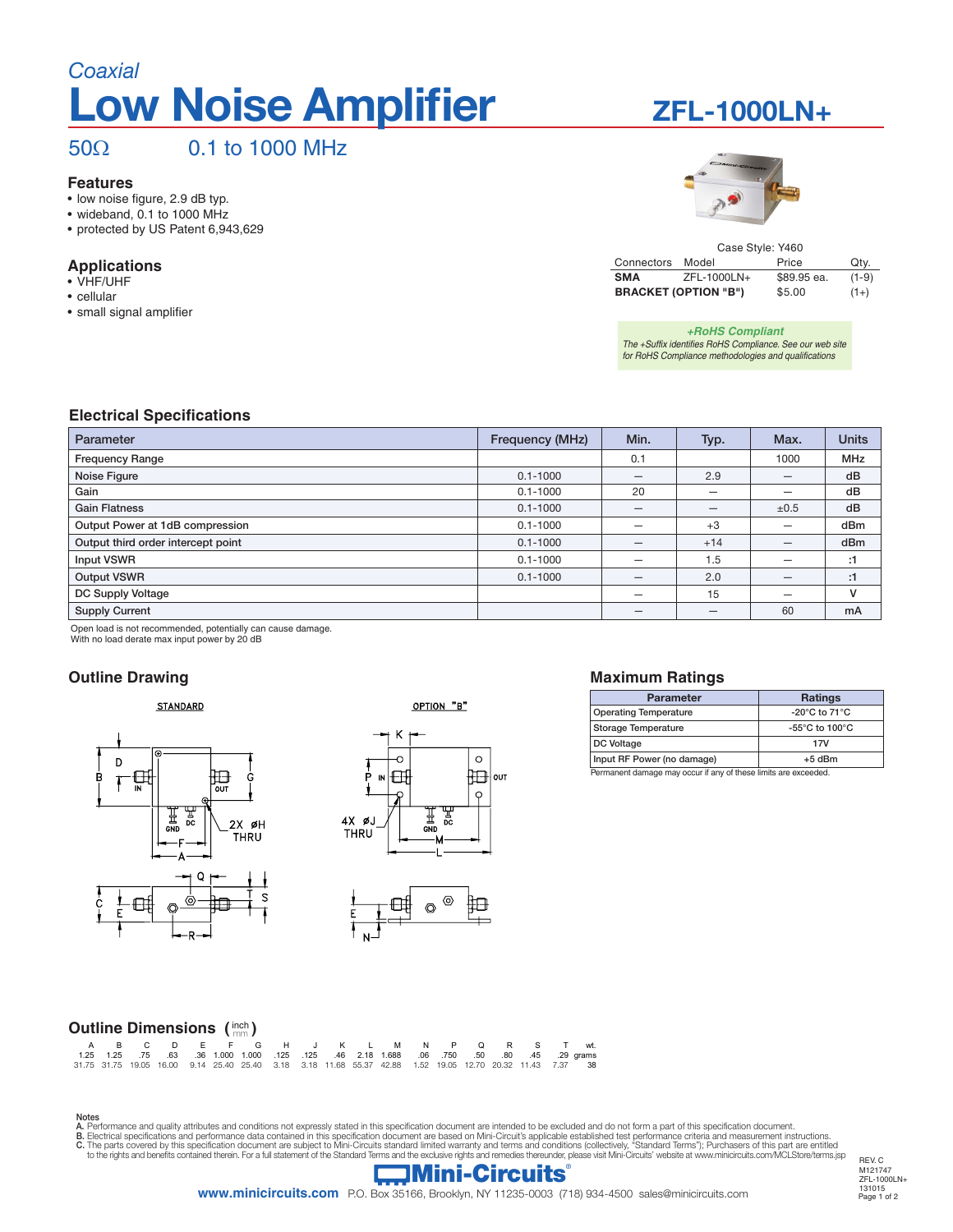*Coaxial*

# Low Noise Amplifier

# ZFL-1000LN+

50Ω 0.1 to 1000 MHz

### Features
- low noise figure, 2.9 dB typ.
- wideband, 0.1 to 1000 MHz
- protected by US Patent 6,943,629

### Applications
- VHF/UHF
- cellular
- small signal amplifier

Case Style: Y460

| Connectors | Model | Price | Qty. |
|---|---|---|---|
| **SMA** | ZFL-1000LN+ | $89.95 ea. | (1-9) |
| **BRACKET (OPTION "B")** | | $5.00 | (1+) |

***+RoHS Compliant***
*The +Suffix identifies RoHS Compliance. See our web site for RoHS Compliance methodologies and qualifications*

## Electrical Specifications

| Parameter | Frequency (MHz) | Min. | Typ. | Max. | Units |
|---|---|---|---|---|---|
| Frequency Range | | 0.1 | | 1000 | MHz |
| Noise Figure | 0.1-1000 | — | 2.9 | — | dB |
| Gain | 0.1-1000 | 20 | — | — | dB |
| Gain Flatness | 0.1-1000 | — | — | ±0.5 | dB |
| Output Power at 1dB compression | 0.1-1000 | — | +3 | — | dBm |
| Output third order intercept point | 0.1-1000 | — | +14 | — | dBm |
| Input VSWR | 0.1-1000 | — | 1.5 | — | :1 |
| Output VSWR | 0.1-1000 | — | 2.0 | — | :1 |
| DC Supply Voltage | | — | 15 | — | V |
| Supply Current | | — | — | 60 | mA |

Open load is not recommended, potentially can cause damage.
With no load derate max input power by 20 dB

## Outline Drawing

STANDARD

OPTION "B"

## Maximum Ratings

| Parameter | Ratings |
|---|---|
| Operating Temperature | -20°C to 71°C |
| Storage Temperature | -55°C to 100°C |
| DC Voltage | 17V |
| Input RF Power (no damage) | +5 dBm |

Permanent damage may occur if any of these limits are exceeded.

## Outline Dimensions (inch / mm)

| A | B | C | D | E | F | G | H | J | K | L | M | N | P | Q | R | S | T | wt. |
|---|---|---|---|---|---|---|---|---|---|---|---|---|---|---|---|---|---|---|
| 1.25 | 1.25 | .75 | .63 | .36 | 1.000 | 1.000 | .125 | .125 | .46 | 2.18 | 1.688 | .06 | .750 | .50 | .80 | .45 | .29 | grams |
| 31.75 | 31.75 | 19.05 | 16.00 | 9.14 | 25.40 | 25.40 | 3.18 | 3.18 | 11.68 | 55.37 | 42.88 | 1.52 | 19.05 | 12.70 | 20.32 | 11.43 | 7.37 | 38 |

Notes
A. Performance and quality attributes and conditions not expressly stated in this specification document are intended to be excluded and do not form a part of this specification document.
B. Electrical specifications and performance data contained in this specification document are based on Mini-Circuit's applicable established test performance criteria and measurement instructions.
C. The parts covered by this specification document are subject to Mini-Circuits standard limited warranty and terms and conditions (collectively, "Standard Terms"); Purchasers of this part are entitled to the rights and benefits contained therein. For a full statement of the Standard Terms and the exclusive rights and remedies thereunder, please visit Mini-Circuits' website at www.minicircuits.com/MCLStore/terms.jsp

Mini-Circuits®
www.minicircuits.com P.O. Box 35166, Brooklyn, NY 11235-0003 (718) 934-4500 sales@minicircuits.com

REV. C
M121747
ZFL-1000LN+
131015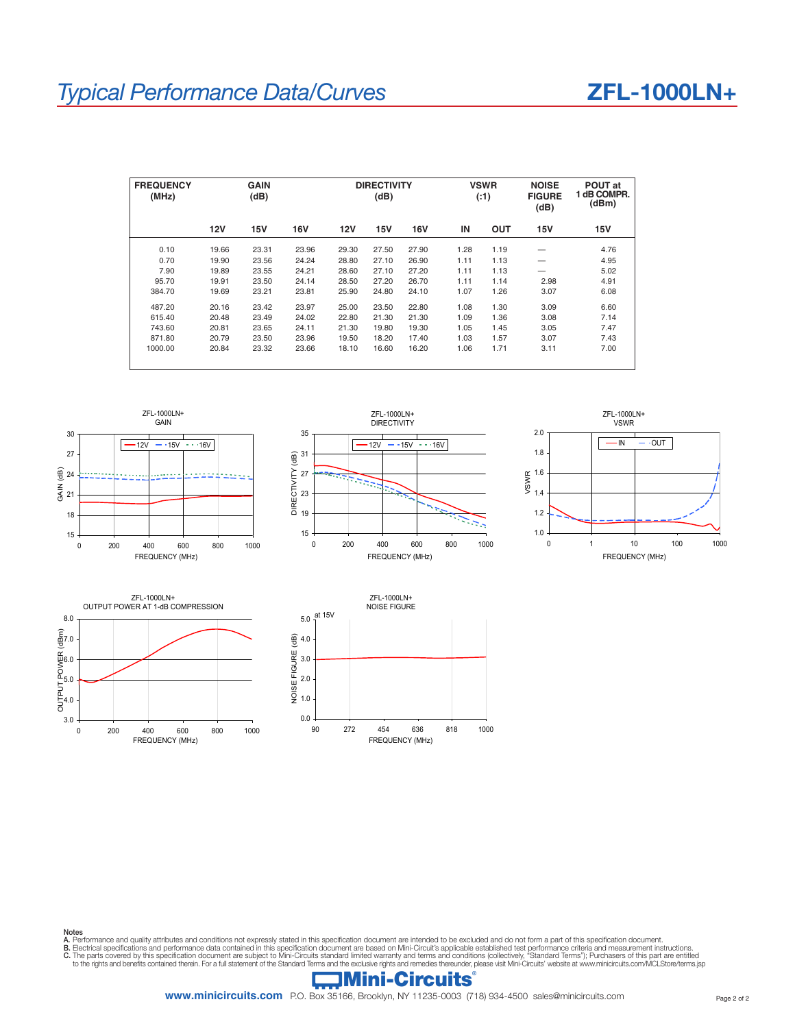# Typical Performance Data/Curves

## ZFL-1000LN+

| FREQUENCY (MHz) | GAIN (dB) | | | DIRECTIVITY (dB) | | | VSWR (:1) | | NOISE FIGURE (dB) | POUT at 1 dB COMPR. (dBm) |
|---|---|---|---|---|---|---|---|---|---|---|
| | 12V | 15V | 16V | 12V | 15V | 16V | IN | OUT | 15V | 15V |
| 0.10 | 19.66 | 23.31 | 23.96 | 29.30 | 27.50 | 27.90 | 1.28 | 1.19 | — | 4.76 |
| 0.70 | 19.90 | 23.56 | 24.24 | 28.80 | 27.10 | 26.90 | 1.11 | 1.13 | — | 4.95 |
| 7.90 | 19.89 | 23.55 | 24.21 | 28.60 | 27.10 | 27.20 | 1.11 | 1.13 | — | 5.02 |
| 95.70 | 19.91 | 23.50 | 24.14 | 28.50 | 27.20 | 26.70 | 1.11 | 1.14 | 2.98 | 4.91 |
| 384.70 | 19.69 | 23.21 | 23.81 | 25.90 | 24.80 | 24.10 | 1.07 | 1.26 | 3.07 | 6.08 |
| 487.20 | 20.16 | 23.42 | 23.97 | 25.00 | 23.50 | 22.80 | 1.08 | 1.30 | 3.09 | 6.60 |
| 615.40 | 20.48 | 23.49 | 24.02 | 22.80 | 21.30 | 21.30 | 1.09 | 1.36 | 3.08 | 7.14 |
| 743.60 | 20.81 | 23.65 | 24.11 | 21.30 | 19.80 | 19.30 | 1.05 | 1.45 | 3.05 | 7.47 |
| 871.80 | 20.79 | 23.50 | 23.96 | 19.50 | 18.20 | 17.40 | 1.03 | 1.57 | 3.07 | 7.43 |
| 1000.00 | 20.84 | 23.32 | 23.66 | 18.10 | 16.60 | 16.20 | 1.06 | 1.71 | 3.11 | 7.00 |

ZFL-1000LN+
GAIN
GAIN (dB)
30
27
24
21
18
15
0 200 400 600 800 1000
FREQUENCY (MHz)
12V 15V 16V

ZFL-1000LN+
DIRECTIVITY
DIRECTIVITY (dB)
35
31
27
23
19
15
0 200 400 600 800 1000
FREQUENCY (MHz)
12V 15V 16V

ZFL-1000LN+
VSWR
VSWR
2.0
1.8
1.6
1.4
1.2
1.0
0 1 10 100 1000
FREQUENCY (MHz)
IN OUT

ZFL-1000LN+
OUTPUT POWER AT 1-dB COMPRESSION
OUTPUT POWER (dBm)
8.0
7.0
6.0
5.0
4.0
3.0
0 200 400 600 800 1000
FREQUENCY (MHz)

ZFL-1000LN+
NOISE FIGURE
at 15V
NOISE FIGURE (dB)
5.0
4.0
3.0
2.0
1.0
0.0
90 272 454 636 818 1000
FREQUENCY (MHz)

Notes
**A.** Performance and quality attributes and conditions not expressly stated in this specification document are intended to be excluded and do not form a part of this specification document.
**B.** Electrical specifications and performance data contained in this specification document are based on Mini-Circuit's applicable established test performance criteria and measurement instructions.
**C.** The parts covered by this specification document are subject to Mini-Circuits standard limited warranty and terms and conditions (collectively, "Standard Terms"); Purchasers of this part are entitled to the rights and benefits contained therein. For a full statement of the Standard Terms and the exclusive rights and remedies thereunder, please visit Mini-Circuits' website at www.minicircuits.com/MCLStore/terms.jsp

Mini-Circuits®

**www.minicircuits.com** P.O. Box 35166, Brooklyn, NY 11235-0003 (718) 934-4500 sales@minicircuits.com